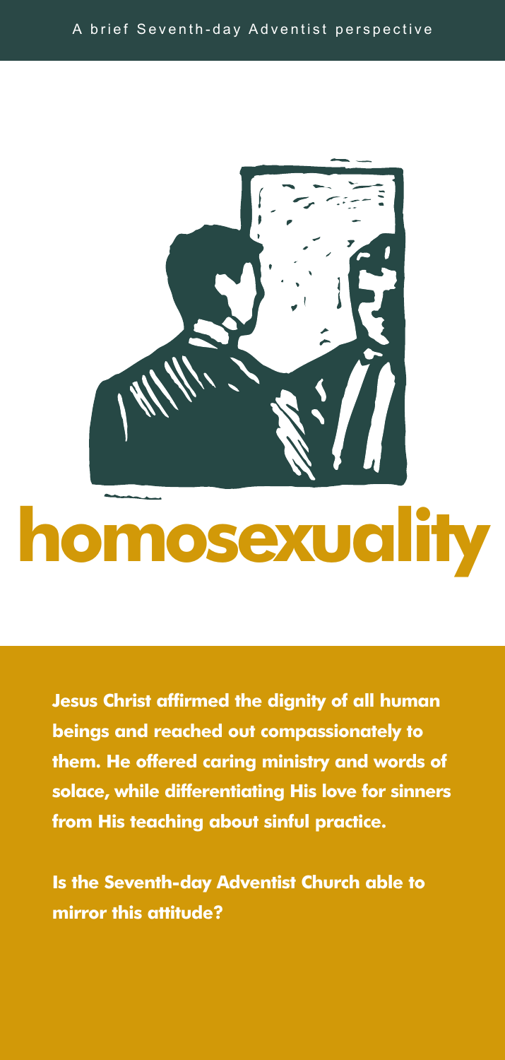A brief Seventh-day Adventist perspective

# homosexuality

**Jesus Christ affirmed the dignity of all human beings and reached out compassionately to them. He offered caring ministry and words of solace, while differentiating His love for sinners from His teaching about sinful practice.**

**Is the Seventh-day Adventist Church able to mirror this attitude?**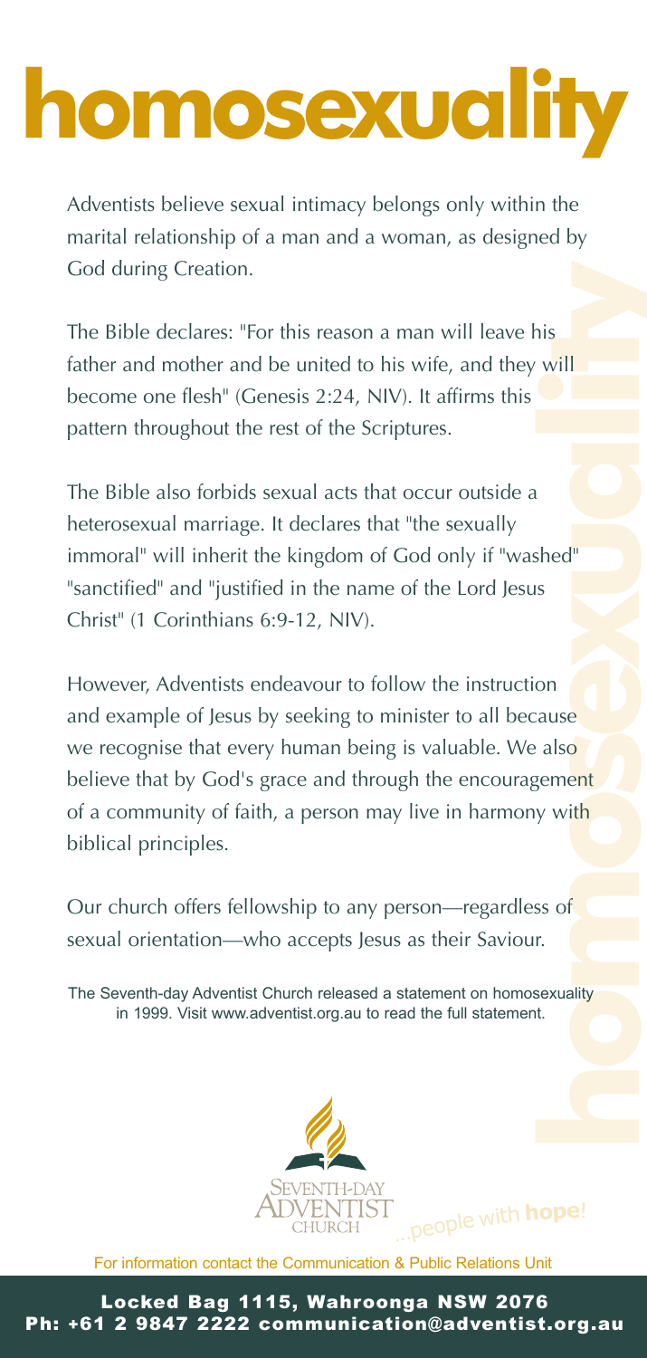# homosexuality

Adventists believe sexual intimacy belongs only within the marital relationship of a man and a woman, as designed by God during Creation.

The Bible declares: "For this reason a man will leave his father and mother and be united to his wife, and they will become one flesh" (Genesis 2:24, NIV). It affirms this pattern throughout the rest of the Scriptures.

The Bible also forbids sexual acts that occur outside a heterosexual marriage. It declares that "the sexually immoral" will inherit the kingdom of God only if "washed" "sanctified" and "justified in the name of the Lord Jesus Christ" (1 Corinthians 6:9-12, NIV).

However, Adventists endeavour to follow the instruction and example of Jesus by seeking to minister to all because we recognise that every human being is valuable. We also believe that by God's grace and through the encouragement of a community of faith, a person may live in harmony with biblical principles.

Our church offers fellowship to any person—regardless of sexual orientation—who accepts Jesus as their Saviour.

The Seventh-day Adventist Church released a statement on homosexuality in 1999. Visit www.adventist.org.au to read the full statement.

Seventh-day Adventist Church

...people with **hope**!

For information contact the Communication & Public Relations Unit

**Locked Bag 1115, Wahroonga NSW 2076**
**Ph: +61 2 9847 2222 communication@adventist.org.au**